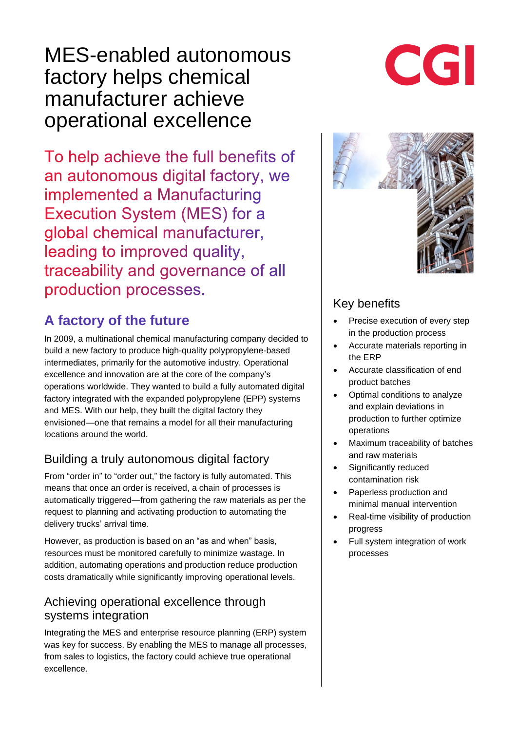# MES-enabled autonomous factory helps chemical manufacturer achieve operational excellence

To help achieve the full benefits of an autonomous digital factory, we implemented a Manufacturing Execution System (MES) for a global chemical manufacturer, leading to improved quality, traceability and governance of all production processes.

## A factory of the future

In 2009, a multinational chemical manufacturing company decided to build a new factory to produce high-quality polypropylene-based intermediates, primarily for the automotive industry. Operational excellence and innovation are at the core of the company's operations worldwide. They wanted to build a fully automated digital factory integrated with the expanded polypropylene (EPP) systems and MES. With our help, they built the digital factory they envisioned—one that remains a model for all their manufacturing locations around the world.

### Building a truly autonomous digital factory

From "order in" to "order out," the factory is fully automated. This means that once an order is received, a chain of processes is automatically triggered—from gathering the raw materials as per the request to planning and activating production to automating the delivery trucks' arrival time.

However, as production is based on an "as and when" basis, resources must be monitored carefully to minimize wastage. In addition, automating operations and production reduce production costs dramatically while significantly improving operational levels.

### Achieving operational excellence through systems integration

Integrating the MES and enterprise resource planning (ERP) system was key for success. By enabling the MES to manage all processes, from sales to logistics, the factory could achieve true operational excellence.

### Key benefits

- Precise execution of every step in the production process
- Accurate materials reporting in the ERP
- Accurate classification of end product batches
- Optimal conditions to analyze and explain deviations in production to further optimize operations
- Maximum traceability of batches and raw materials
- Significantly reduced contamination risk
- Paperless production and minimal manual intervention
- Real-time visibility of production progress
- Full system integration of work processes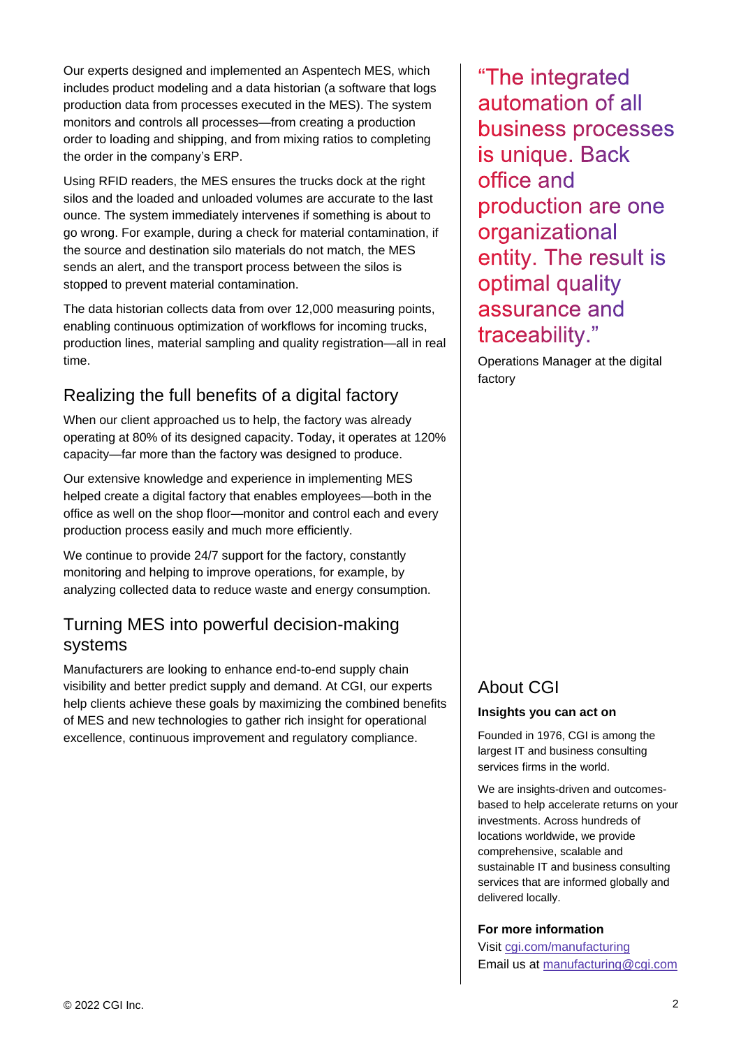Our experts designed and implemented an Aspentech MES, which includes product modeling and a data historian (a software that logs production data from processes executed in the MES). The system monitors and controls all processes—from creating a production order to loading and shipping, and from mixing ratios to completing the order in the company's ERP.

Using RFID readers, the MES ensures the trucks dock at the right silos and the loaded and unloaded volumes are accurate to the last ounce. The system immediately intervenes if something is about to go wrong. For example, during a check for material contamination, if the source and destination silo materials do not match, the MES sends an alert, and the transport process between the silos is stopped to prevent material contamination.

The data historian collects data from over 12,000 measuring points, enabling continuous optimization of workflows for incoming trucks, production lines, material sampling and quality registration—all in real time.

## Realizing the full benefits of a digital factory

When our client approached us to help, the factory was already operating at 80% of its designed capacity. Today, it operates at 120% capacity—far more than the factory was designed to produce.

Our extensive knowledge and experience in implementing MES helped create a digital factory that enables employees—both in the office as well on the shop floor—monitor and control each and every production process easily and much more efficiently.

We continue to provide 24/7 support for the factory, constantly monitoring and helping to improve operations, for example, by analyzing collected data to reduce waste and energy consumption.

## Turning MES into powerful decision-making systems

Manufacturers are looking to enhance end-to-end supply chain visibility and better predict supply and demand. At CGI, our experts help clients achieve these goals by maximizing the combined benefits of MES and new technologies to gather rich insight for operational excellence, continuous improvement and regulatory compliance.

> "The integrated automation of all business processes is unique. Back office and production are one organizational entity. The result is optimal quality assurance and traceability."

Operations Manager at the digital factory

## About CGI

**Insights you can act on**

Founded in 1976, CGI is among the largest IT and business consulting services firms in the world.

We are insights-driven and outcomes-based to help accelerate returns on your investments. Across hundreds of locations worldwide, we provide comprehensive, scalable and sustainable IT and business consulting services that are informed globally and delivered locally.

**For more information**

Visit cgi.com/manufacturing
Email us at manufacturing@cgi.com

© 2022 CGI Inc.